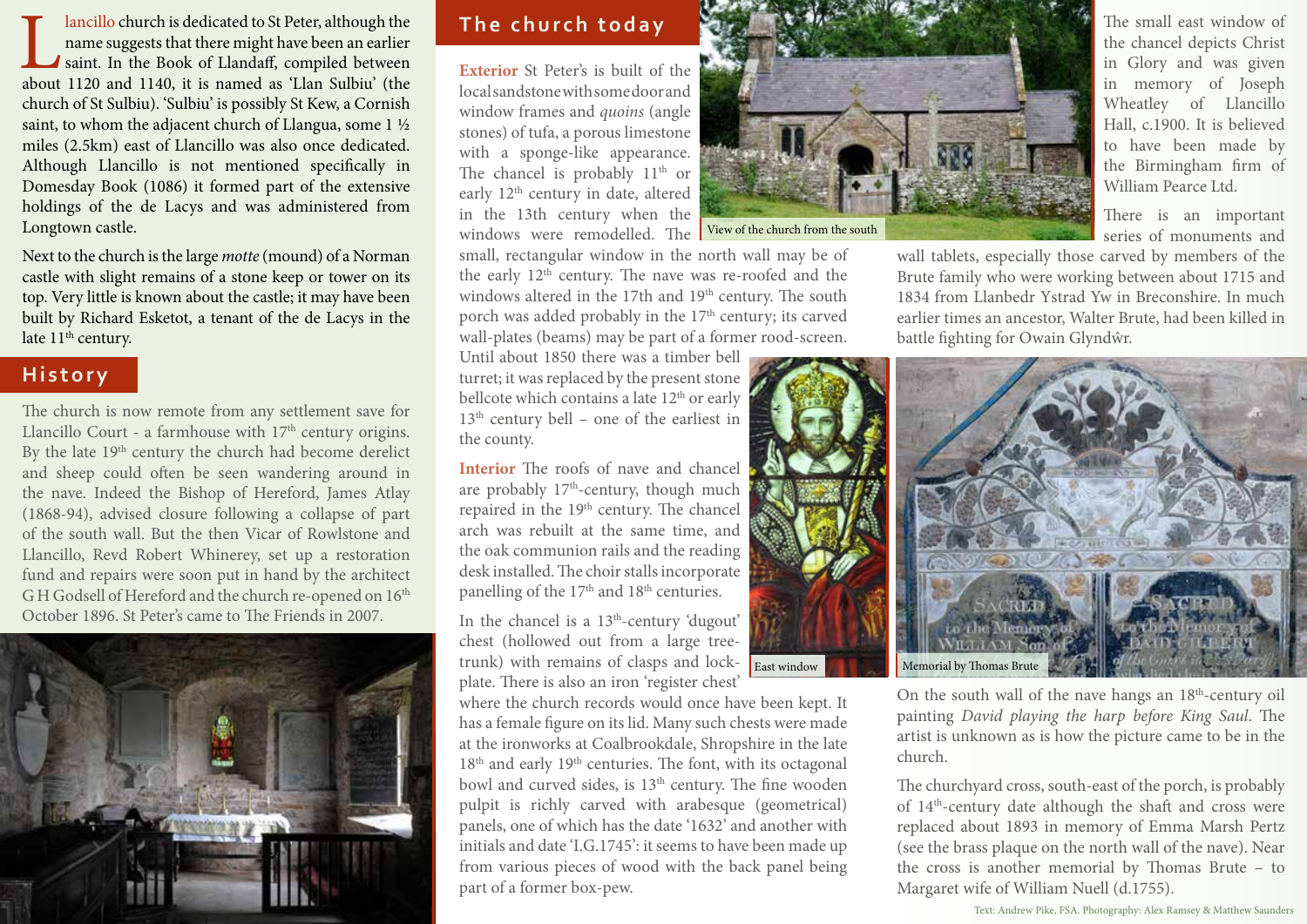Llancillo church is dedicated to St Peter, although the name suggests that there might have been an earlier saint. In the Book of Llandaff, compiled between about 1120 and 1140, it is named as 'Llan Sulbiu' (the church of St Sulbiu). 'Sulbiu' is possibly St Kew, a Cornish saint, to whom the adjacent church of Llangua, some 1 ½ miles (2.5km) east of Llancillo was also once dedicated. Although Llancillo is not mentioned specifically in Domesday Book (1086) it formed part of the extensive holdings of the de Lacys and was administered from Longtown castle.

Next to the church is the large *motte* (mound) of a Norman castle with slight remains of a stone keep or tower on its top. Very little is known about the castle; it may have been built by Richard Esketot, a tenant of the de Lacys in the late 11th century.

## History

The church is now remote from any settlement save for Llancillo Court - a farmhouse with 17th century origins. By the late 19th century the church had become derelict and sheep could often be seen wandering around in the nave. Indeed the Bishop of Hereford, James Atlay (1868-94), advised closure following a collapse of part of the south wall. But the then Vicar of Rowlstone and Llancillo, Revd Robert Whinerey, set up a restoration fund and repairs were soon put in hand by the architect G H Godsell of Hereford and the church re-opened on 16th October 1896. St Peter's came to The Friends in 2007.

## The church today

**Exterior** St Peter's is built of the local sandstone with some door and window frames and *quoins* (angle stones) of tufa, a porous limestone with a sponge-like appearance. The chancel is probably 11th or early 12th century in date, altered in the 13th century when the windows were remodelled. The small, rectangular window in the north wall may be of the early 12th century. The nave was re-roofed and the windows altered in the 17th and 19th century. The south porch was added probably in the 17th century; its carved wall-plates (beams) may be part of a former rood-screen. Until about 1850 there was a timber bell turret; it was replaced by the present stone bellcote which contains a late 12th or early 13th century bell – one of the earliest in the county.

View of the church from the south

**Interior** The roofs of nave and chancel are probably 17th-century, though much repaired in the 19th century. The chancel arch was rebuilt at the same time, and the oak communion rails and the reading desk installed. The choir stalls incorporate panelling of the 17th and 18th centuries.

In the chancel is a 13th-century 'dugout' chest (hollowed out from a large tree-trunk) with remains of clasps and lock-plate. There is also an iron 'register chest' where the church records would once have been kept. It has a female figure on its lid. Many such chests were made at the ironworks at Coalbrookdale, Shropshire in the late 18th and early 19th centuries. The font, with its octagonal bowl and curved sides, is 13th century. The fine wooden pulpit is richly carved with arabesque (geometrical) panels, one of which has the date '1632' and another with initials and date 'I.G.1745': it seems to have been made up from various pieces of wood with the back panel being part of a former box-pew.

East window

The small east window of the chancel depicts Christ in Glory and was given in memory of Joseph Wheatley of Llancillo Hall, c.1900. It is believed to have been made by the Birmingham firm of William Pearce Ltd.

There is an important series of monuments and wall tablets, especially those carved by members of the Brute family who were working between about 1715 and 1834 from Llanbedr Ystrad Yw in Breconshire. In much earlier times an ancestor, Walter Brute, had been killed in battle fighting for Owain Glyndŵr.

Memorial by Thomas Brute

On the south wall of the nave hangs an 18th-century oil painting *David playing the harp before King Saul*. The artist is unknown as is how the picture came to be in the church.

The churchyard cross, south-east of the porch, is probably of 14th-century date although the shaft and cross were replaced about 1893 in memory of Emma Marsh Pertz (see the brass plaque on the north wall of the nave). Near the cross is another memorial by Thomas Brute – to Margaret wife of William Nuell (d.1755).

Text: Andrew Pike, FSA. Photography: Alex Ramsey & Matthew Saunders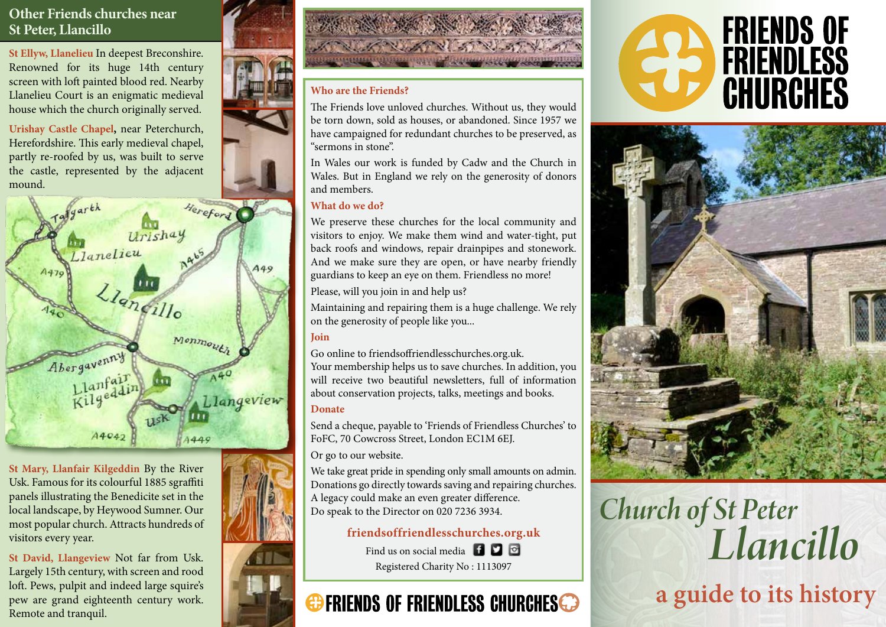## Other Friends churches near St Peter, Llancillo

**St Ellyw, Llanelieu** In deepest Breconshire. Renowned for its huge 14th century screen with loft painted blood red. Nearby Llanelieu Court is an enigmatic medieval house which the church originally served.

**Urishay Castle Chapel,** near Peterchurch, Herefordshire. This early medieval chapel, partly re-roofed by us, was built to serve the castle, represented by the adjacent mound.

Talgarth
Hereford
Urishay
Llanelieu
A465
A479
A49
Llancillo
A40
Monmouth
Abergavenny
A40
Llanfair Kilgeddin
Llangeview
Usk
A4042
A449

**St Mary, Llanfair Kilgeddin** By the River Usk. Famous for its colourful 1885 sgraffiti panels illustrating the Benedicite set in the local landscape, by Heywood Sumner. Our most popular church. Attracts hundreds of visitors every year.

**St David, Llangeview** Not far from Usk. Largely 15th century, with screen and rood loft. Pews, pulpit and indeed large squire's pew are grand eighteenth century work. Remote and tranquil.

### Who are the Friends?

The Friends love unloved churches. Without us, they would be torn down, sold as houses, or abandoned. Since 1957 we have campaigned for redundant churches to be preserved, as "sermons in stone".

In Wales our work is funded by Cadw and the Church in Wales. But in England we rely on the generosity of donors and members.

### What do we do?

We preserve these churches for the local community and visitors to enjoy. We make them wind and water-tight, put back roofs and windows, repair drainpipes and stonework. And we make sure they are open, or have nearby friendly guardians to keep an eye on them. Friendless no more!

Please, will you join in and help us?

Maintaining and repairing them is a huge challenge. We rely on the generosity of people like you...

### Join

Go online to friendsoffriendlesschurches.org.uk.
Your membership helps us to save churches. In addition, you will receive two beautiful newsletters, full of information about conservation projects, talks, meetings and books.

### Donate

Send a cheque, payable to 'Friends of Friendless Churches' to FoFC, 70 Cowcross Street, London EC1M 6EJ.

Or go to our website.

We take great pride in spending only small amounts on admin. Donations go directly towards saving and repairing churches. A legacy could make an even greater difference.
Do speak to the Director on 020 7236 3934.

**friendsoffriendlesschurches.org.uk**

Find us on social media

Registered Charity No : 1113097

FRIENDS OF FRIENDLESS CHURCHES

# FRIENDS OF FRIENDLESS CHURCHES

# *Church of St Peter Llancillo*

## a guide to its history